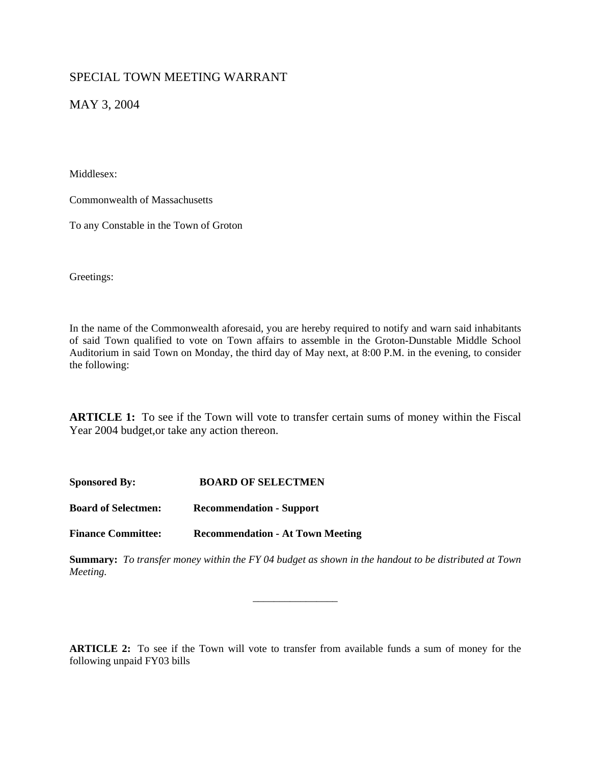# SPECIAL TOWN MEETING WARRANT

## MAY 3, 2004

Middlesex:

Commonwealth of Massachusetts

To any Constable in the Town of Groton

Greetings:

In the name of the Commonwealth aforesaid, you are hereby required to notify and warn said inhabitants of said Town qualified to vote on Town affairs to assemble in the Groton-Dunstable Middle School Auditorium in said Town on Monday, the third day of May next, at 8:00 P.M. in the evening, to consider the following:

**ARTICLE 1:** To see if the Town will vote to transfer certain sums of money within the Fiscal Year 2004 budget,or take any action thereon.

**Sponsored By:** **BOARD OF SELECTMEN**

**Board of Selectmen:** **Recommendation - Support**

**Finance Committee:** **Recommendation - At Town Meeting**

**Summary:** *To transfer money within the FY 04 budget as shown in the handout to be distributed at Town Meeting.*

---

**ARTICLE 2:** To see if the Town will vote to transfer from available funds a sum of money for the following unpaid FY03 bills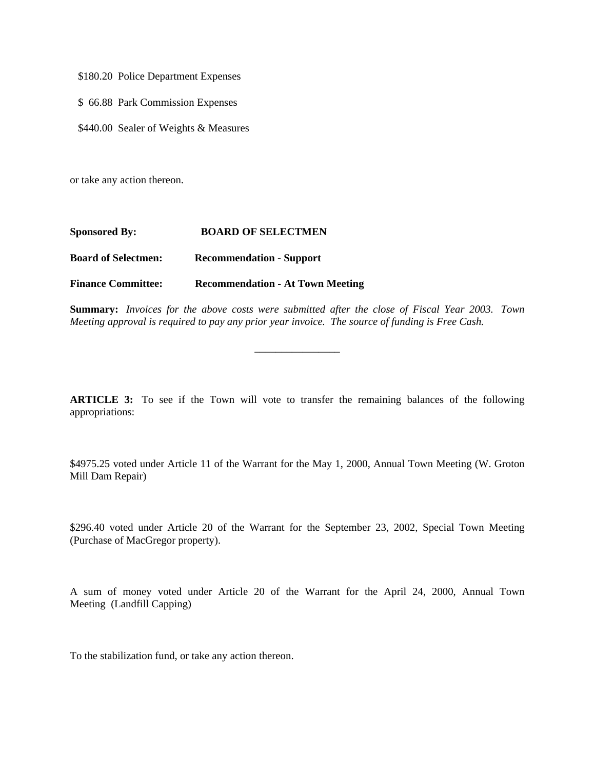$180.20  Police Department Expenses

$ 66.88  Park Commission Expenses

$440.00  Sealer of Weights & Measures

or take any action thereon.

**Sponsored By:** **BOARD OF SELECTMEN**

**Board of Selectmen:** **Recommendation - Support**

**Finance Committee:** **Recommendation - At Town Meeting**

**Summary:** *Invoices for the above costs were submitted after the close of Fiscal Year 2003. Town Meeting approval is required to pay any prior year invoice. The source of funding is Free Cash.*

---

**ARTICLE 3:** To see if the Town will vote to transfer the remaining balances of the following appropriations:

$4975.25 voted under Article 11 of the Warrant for the May 1, 2000, Annual Town Meeting (W. Groton Mill Dam Repair)

$296.40 voted under Article 20 of the Warrant for the September 23, 2002, Special Town Meeting (Purchase of MacGregor property).

A sum of money voted under Article 20 of the Warrant for the April 24, 2000, Annual Town Meeting (Landfill Capping)

To the stabilization fund, or take any action thereon.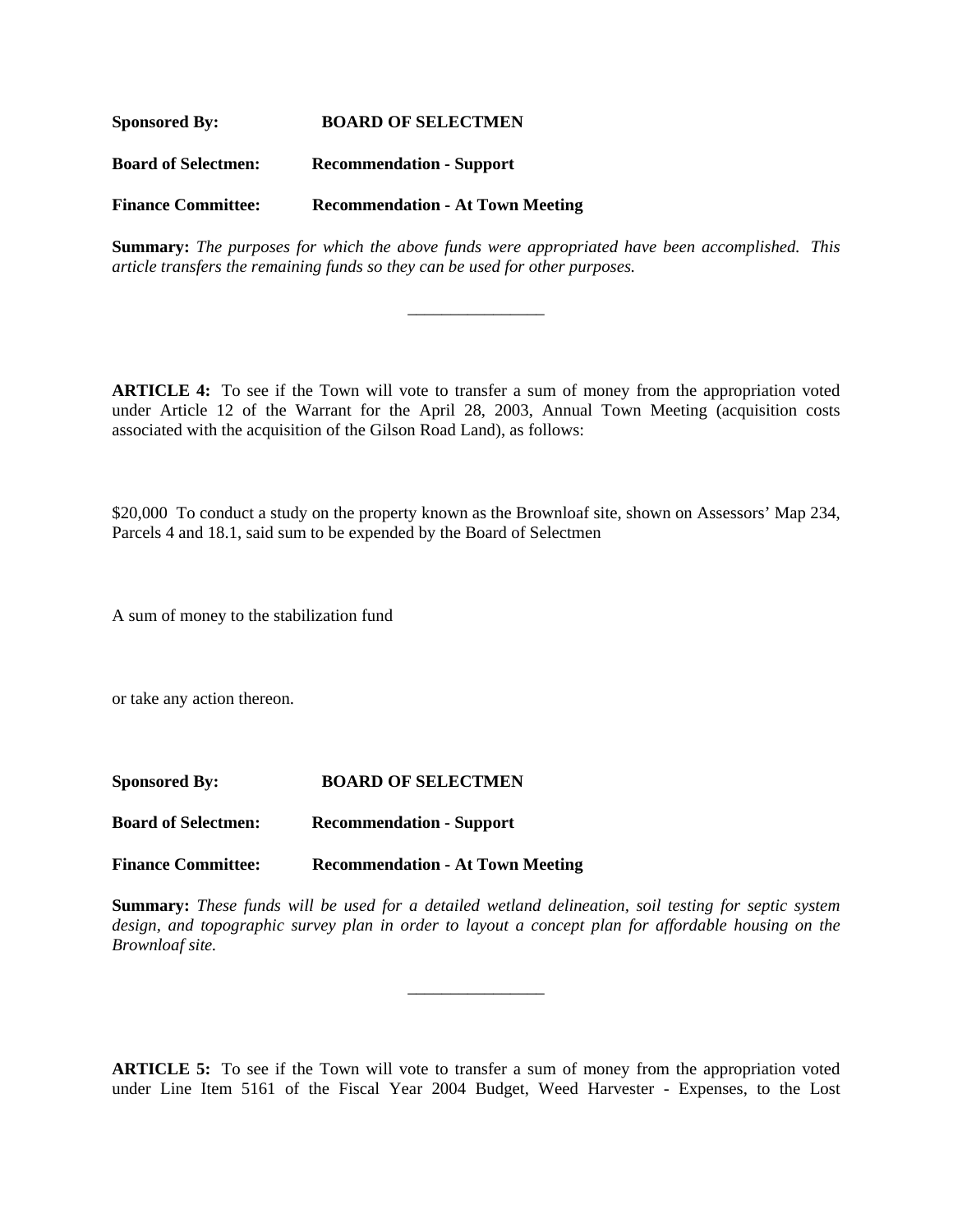**Sponsored By:** **BOARD OF SELECTMEN**

**Board of Selectmen:** **Recommendation - Support**

**Finance Committee:** **Recommendation - At Town Meeting**

**Summary:** *The purposes for which the above funds were appropriated have been accomplished. This article transfers the remaining funds so they can be used for other purposes.*

---

**ARTICLE 4:** To see if the Town will vote to transfer a sum of money from the appropriation voted under Article 12 of the Warrant for the April 28, 2003, Annual Town Meeting (acquisition costs associated with the acquisition of the Gilson Road Land), as follows:

$20,000 To conduct a study on the property known as the Brownloaf site, shown on Assessors' Map 234, Parcels 4 and 18.1, said sum to be expended by the Board of Selectmen

A sum of money to the stabilization fund

or take any action thereon.

**Sponsored By:** **BOARD OF SELECTMEN**

**Board of Selectmen:** **Recommendation - Support**

**Finance Committee:** **Recommendation - At Town Meeting**

**Summary:** *These funds will be used for a detailed wetland delineation, soil testing for septic system design, and topographic survey plan in order to layout a concept plan for affordable housing on the Brownloaf site.*

---

**ARTICLE 5:** To see if the Town will vote to transfer a sum of money from the appropriation voted under Line Item 5161 of the Fiscal Year 2004 Budget, Weed Harvester - Expenses, to the Lost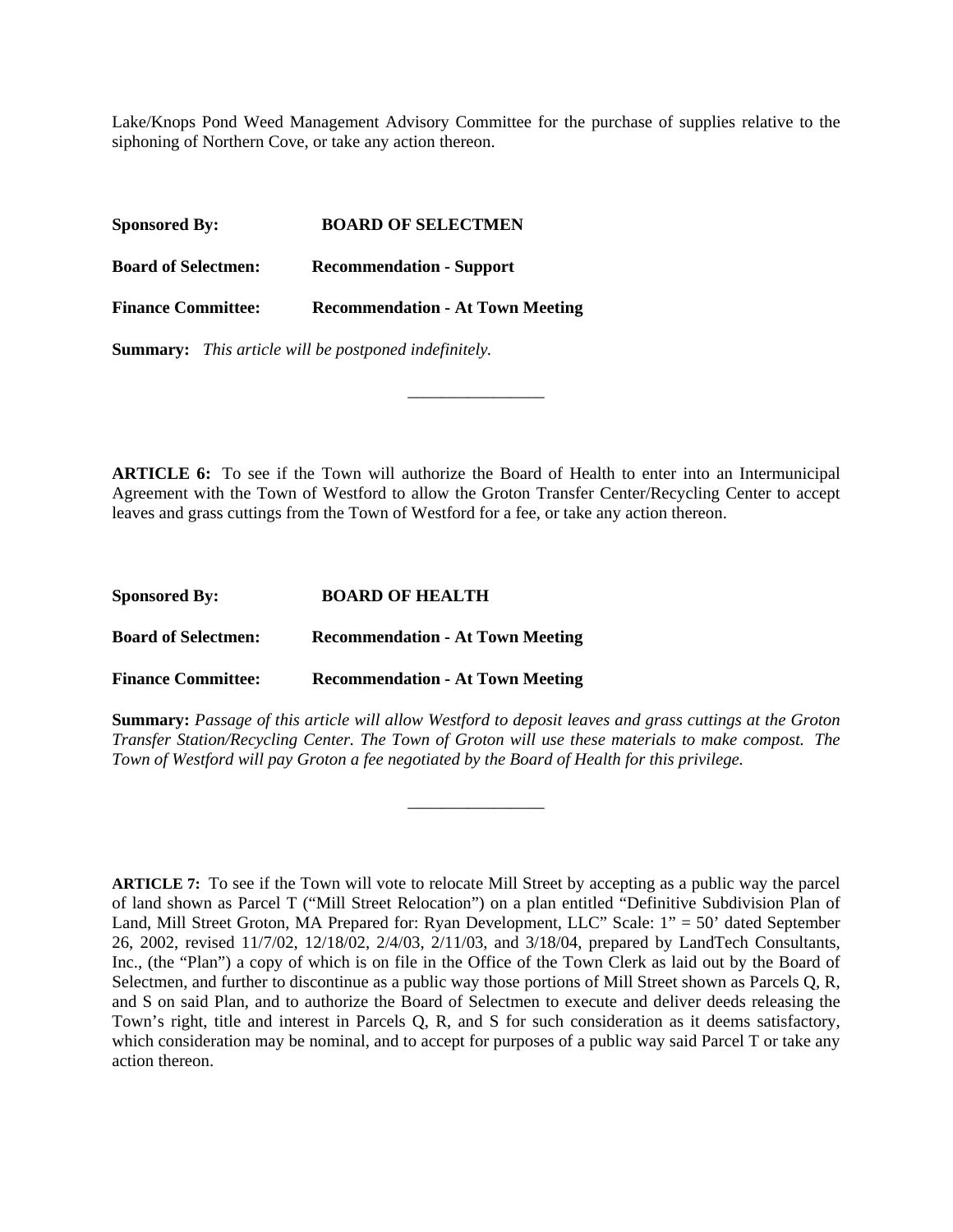Lake/Knops Pond Weed Management Advisory Committee for the purchase of supplies relative to the siphoning of Northern Cove, or take any action thereon.

**Sponsored By:** **BOARD OF SELECTMEN**

**Board of Selectmen:** **Recommendation - Support**

**Finance Committee:** **Recommendation - At Town Meeting**

**Summary:** *This article will be postponed indefinitely.*

---

**ARTICLE 6:** To see if the Town will authorize the Board of Health to enter into an Intermunicipal Agreement with the Town of Westford to allow the Groton Transfer Center/Recycling Center to accept leaves and grass cuttings from the Town of Westford for a fee, or take any action thereon.

**Sponsored By:** **BOARD OF HEALTH**

**Board of Selectmen:** **Recommendation - At Town Meeting**

**Finance Committee:** **Recommendation - At Town Meeting**

**Summary:** *Passage of this article will allow Westford to deposit leaves and grass cuttings at the Groton Transfer Station/Recycling Center. The Town of Groton will use these materials to make compost. The Town of Westford will pay Groton a fee negotiated by the Board of Health for this privilege.*

---

**ARTICLE 7:** To see if the Town will vote to relocate Mill Street by accepting as a public way the parcel of land shown as Parcel T ("Mill Street Relocation") on a plan entitled "Definitive Subdivision Plan of Land, Mill Street Groton, MA Prepared for: Ryan Development, LLC" Scale: 1" = 50' dated September 26, 2002, revised 11/7/02, 12/18/02, 2/4/03, 2/11/03, and 3/18/04, prepared by LandTech Consultants, Inc., (the "Plan") a copy of which is on file in the Office of the Town Clerk as laid out by the Board of Selectmen, and further to discontinue as a public way those portions of Mill Street shown as Parcels Q, R, and S on said Plan, and to authorize the Board of Selectmen to execute and deliver deeds releasing the Town's right, title and interest in Parcels Q, R, and S for such consideration as it deems satisfactory, which consideration may be nominal, and to accept for purposes of a public way said Parcel T or take any action thereon.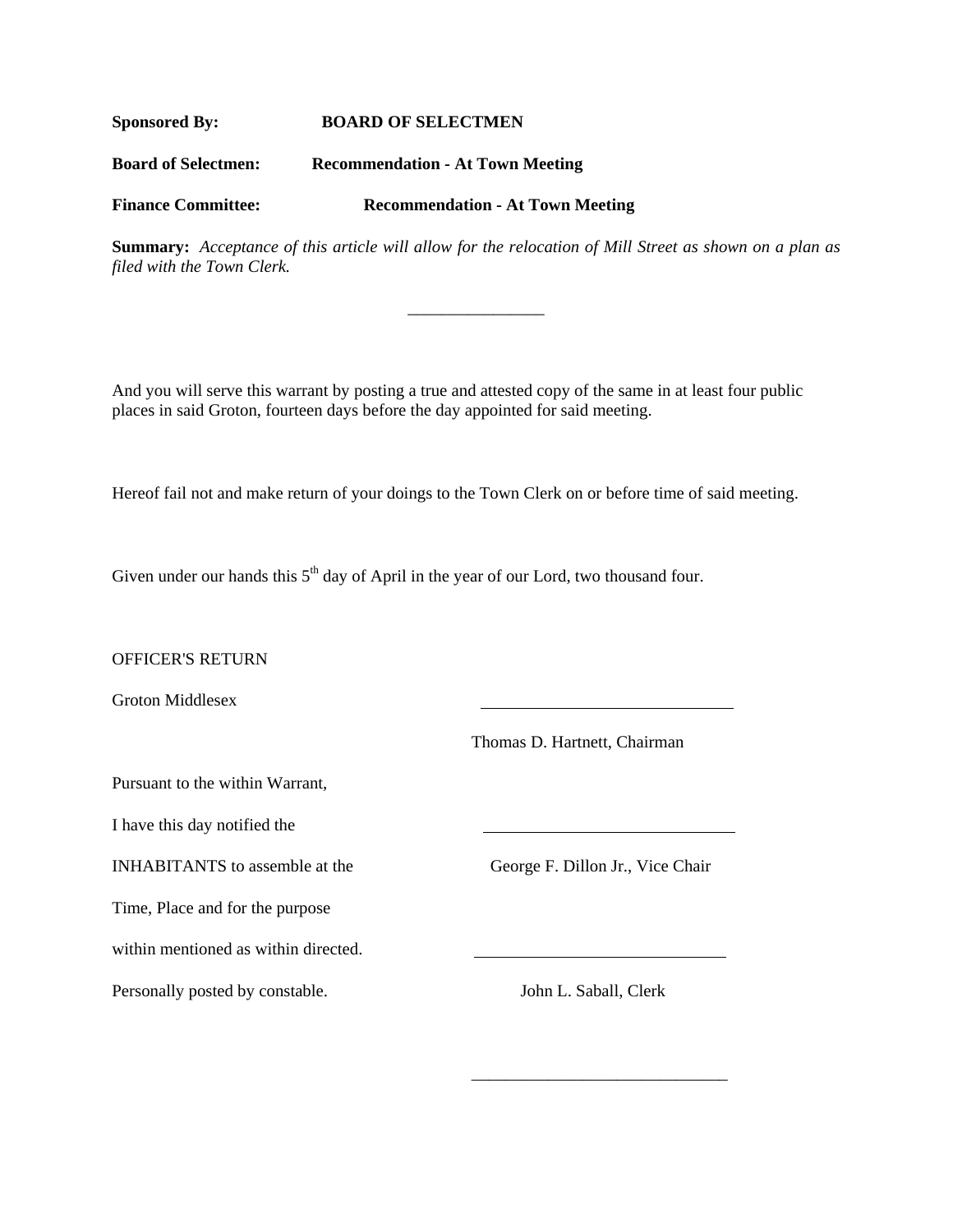**Sponsored By:** **BOARD OF SELECTMEN**

**Board of Selectmen:** **Recommendation - At Town Meeting**

**Finance Committee:** **Recommendation - At Town Meeting**

**Summary:** *Acceptance of this article will allow for the relocation of Mill Street as shown on a plan as filed with the Town Clerk.*

________________

And you will serve this warrant by posting a true and attested copy of the same in at least four public places in said Groton, fourteen days before the day appointed for said meeting.

Hereof fail not and make return of your doings to the Town Clerk on or before time of said meeting.

Given under our hands this 5th day of April in the year of our Lord, two thousand four.

OFFICER'S RETURN

Groton Middlesex

Pursuant to the within Warrant,

I have this day notified the

INHABITANTS to assemble at the

Time, Place and for the purpose

within mentioned as within directed.

Personally posted by constable.

______________________________

Thomas D. Hartnett, Chairman

______________________________

George F. Dillon Jr., Vice Chair

______________________________

John L. Saball, Clerk

______________________________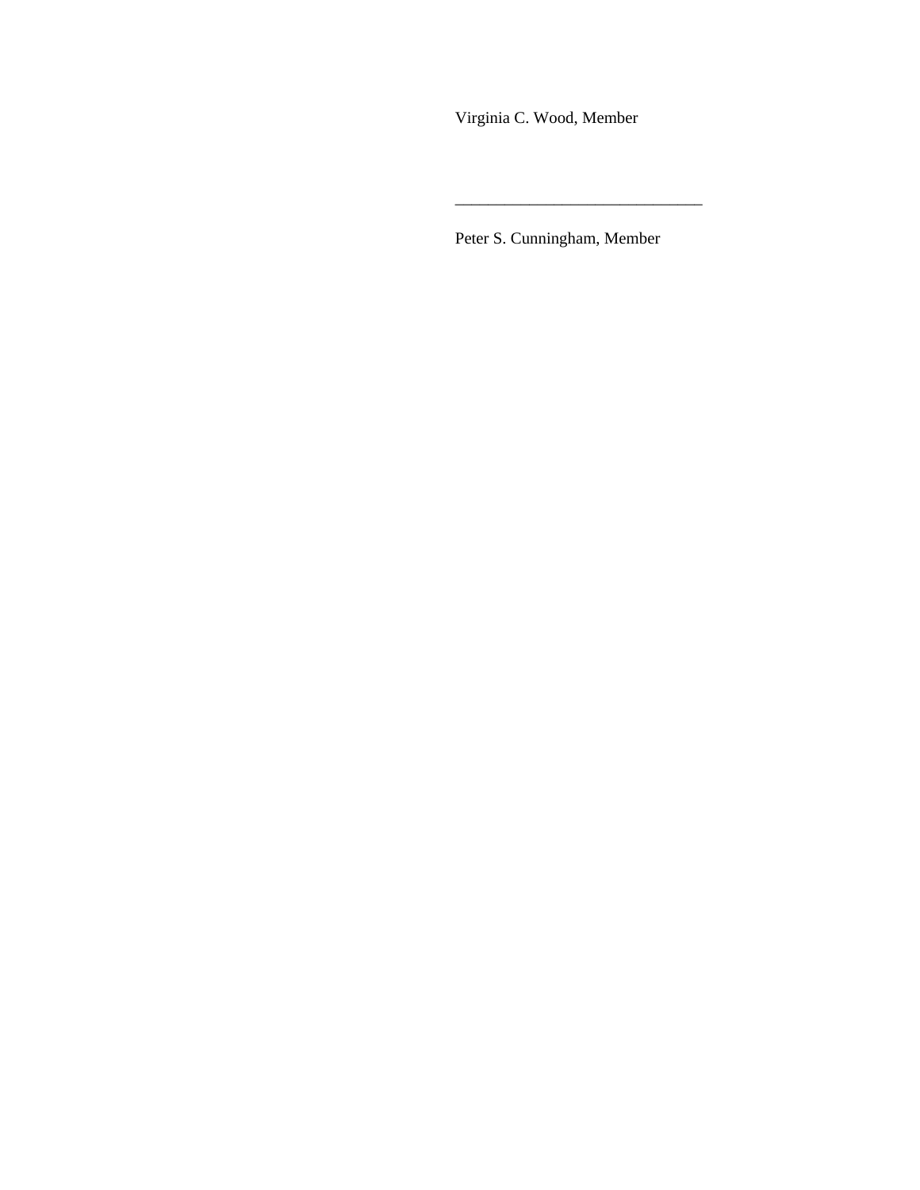Virginia C. Wood, Member

______________________________

Peter S. Cunningham, Member